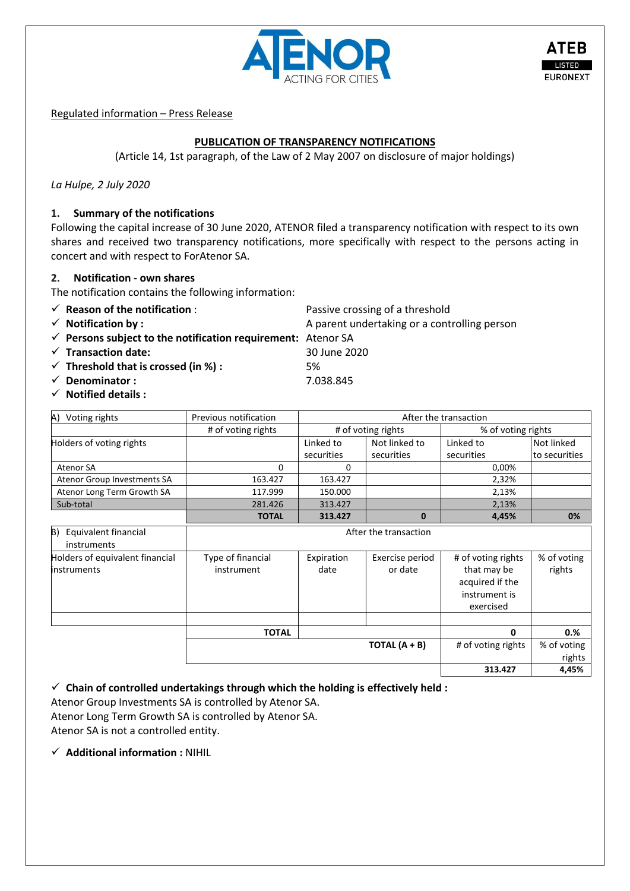Regulated information – Press Release

## PUBLICATION OF TRANSPARENCY NOTIFICATIONS

(Article 14, 1st paragraph, of the Law of 2 May 2007 on disclosure of major holdings)

*La Hulpe, 2 July 2020*

### 1. Summary of the notifications

Following the capital increase of 30 June 2020, ATENOR filed a transparency notification with respect to its own shares and received two transparency notifications, more specifically with respect to the persons acting in concert and with respect to ForAtenor SA.

### 2. Notification - own shares

The notification contains the following information:

- ✓ **Reason of the notification :** Passive crossing of a threshold
- ✓ **Notification by :** A parent undertaking or a controlling person
- ✓ **Persons subject to the notification requirement:** Atenor SA
- ✓ **Transaction date:** 30 June 2020
- ✓ **Threshold that is crossed (in %) :** 5%
- ✓ **Denominator :** 7.038.845
- ✓ **Notified details :**

| A) Voting rights | Previous notification | After the transaction | | | |
|---|---|---|---|---|---|
| | # of voting rights | # of voting rights | | % of voting rights | |
| Holders of voting rights | | Linked to securities | Not linked to securities | Linked to securities | Not linked to securities |
| Atenor SA | 0 | 0 | | 0,00% | |
| Atenor Group Investments SA | 163.427 | 163.427 | | 2,32% | |
| Atenor Long Term Growth SA | 117.999 | 150.000 | | 2,13% | |
| Sub-total | 281.426 | 313.427 | | 2,13% | |
| | **TOTAL** | **313.427** | **0** | **4,45%** | **0%** |

| B) Equivalent financial instruments | After the transaction | | | | |
|---|---|---|---|---|---|
| Holders of equivalent financial instruments | Type of financial instrument | Expiration date | Exercise period or date | # of voting rights that may be acquired if the instrument is exercised | % of voting rights |
| | | | | | |
| | **TOTAL** | | | **0** | **0.%** |
| | | | **TOTAL (A + B)** | # of voting rights | % of voting rights |
| | | | | **313.427** | **4,45%** |

- ✓ **Chain of controlled undertakings through which the holding is effectively held :**

Atenor Group Investments SA is controlled by Atenor SA.
Atenor Long Term Growth SA is controlled by Atenor SA.
Atenor SA is not a controlled entity.

- ✓ **Additional information :** NIHIL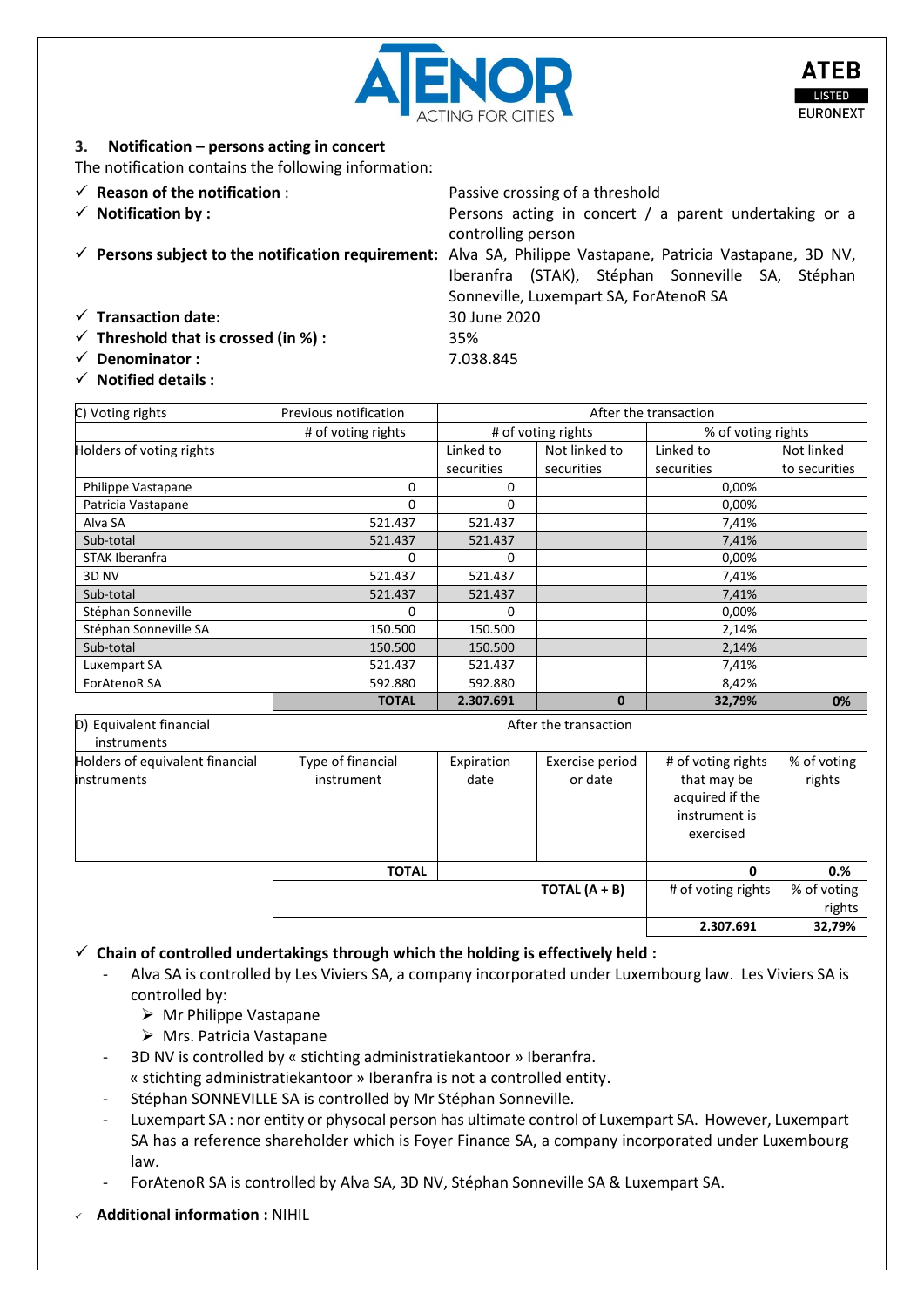### 3. Notification – persons acting in concert

The notification contains the following information:

- ✓ **Reason of the notification** : Passive crossing of a threshold
- ✓ **Notification by :** Persons acting in concert / a parent undertaking or a controlling person
- ✓ **Persons subject to the notification requirement:** Alva SA, Philippe Vastapane, Patricia Vastapane, 3D NV, Iberanfra (STAK), Stéphan Sonneville SA, Stéphan Sonneville, Luxempart SA, ForAtenoR SA
- ✓ **Transaction date:** 30 June 2020
- ✓ **Threshold that is crossed (in %) :** 35%
- ✓ **Denominator :** 7.038.845
- ✓ **Notified details :**

| C) Voting rights | Previous notification | After the transaction | | | |
|---|---|---|---|---|---|
| | # of voting rights | # of voting rights | | % of voting rights | |
| Holders of voting rights | | Linked to securities | Not linked to securities | Linked to securities | Not linked to securities |
| Philippe Vastapane | 0 | 0 | | 0,00% | |
| Patricia Vastapane | 0 | 0 | | 0,00% | |
| Alva SA | 521.437 | 521.437 | | 7,41% | |
| Sub-total | 521.437 | 521.437 | | 7,41% | |
| STAK Iberanfra | 0 | 0 | | 0,00% | |
| 3D NV | 521.437 | 521.437 | | 7,41% | |
| Sub-total | 521.437 | 521.437 | | 7,41% | |
| Stéphan Sonneville | 0 | 0 | | 0,00% | |
| Stéphan Sonneville SA | 150.500 | 150.500 | | 2,14% | |
| Sub-total | 150.500 | 150.500 | | 2,14% | |
| Luxempart SA | 521.437 | 521.437 | | 7,41% | |
| ForAtenoR SA | 592.880 | 592.880 | | 8,42% | |
| | **TOTAL** | **2.307.691** | **0** | **32,79%** | **0%** |

| D) Equivalent financial instruments | After the transaction | | | | |
|---|---|---|---|---|---|
| Holders of equivalent financial instruments | Type of financial instrument | Expiration date | Exercise period or date | # of voting rights that may be acquired if the instrument is exercised | % of voting rights |
| | | | | | |
| | **TOTAL** | | | **0** | **0.%** |
| | | | **TOTAL (A + B)** | # of voting rights | % of voting rights |
| | | | | **2.307.691** | **32,79%** |

- ✓ **Chain of controlled undertakings through which the holding is effectively held :**
  - Alva SA is controlled by Les Viviers SA, a company incorporated under Luxembourg law. Les Viviers SA is controlled by:
    - Mr Philippe Vastapane
    - Mrs. Patricia Vastapane
  - 3D NV is controlled by « stichting administratiekantoor » Iberanfra.
    « stichting administratiekantoor » Iberanfra is not a controlled entity.
  - Stéphan SONNEVILLE SA is controlled by Mr Stéphan Sonneville.
  - Luxempart SA : nor entity or physocal person has ultimate control of Luxempart SA. However, Luxempart SA has a reference shareholder which is Foyer Finance SA, a company incorporated under Luxembourg law.
  - ForAtenoR SA is controlled by Alva SA, 3D NV, Stéphan Sonneville SA & Luxempart SA.
- ✓ **Additional information :** NIHIL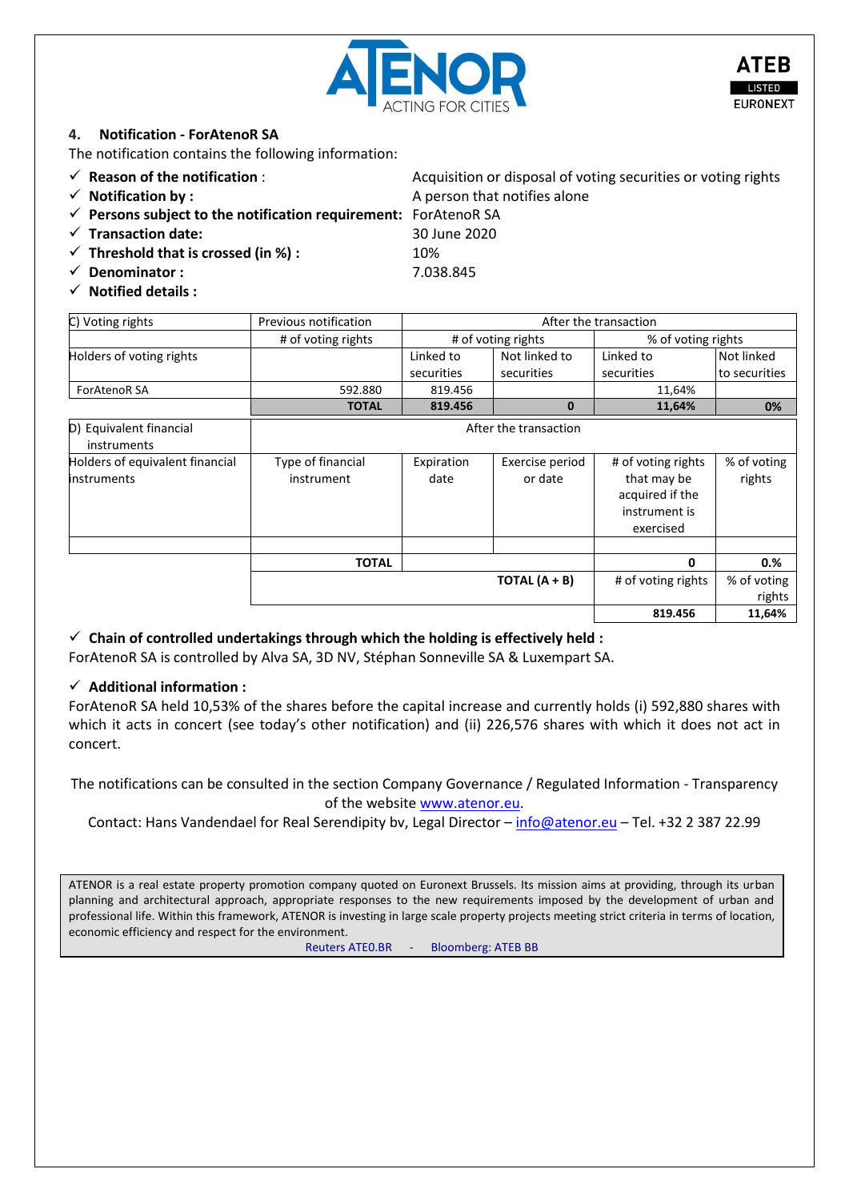## 4. Notification - ForAtenoR SA

The notification contains the following information:

- ✓ **Reason of the notification** : Acquisition or disposal of voting securities or voting rights
- ✓ **Notification by :** A person that notifies alone
- ✓ **Persons subject to the notification requirement:** ForAtenoR SA
- ✓ **Transaction date:** 30 June 2020
- ✓ **Threshold that is crossed (in %) :** 10%
- ✓ **Denominator :** 7.038.845
- ✓ **Notified details :**

| C) Voting rights | Previous notification | After the transaction | | | |
|---|---|---|---|---|---|
| | # of voting rights | # of voting rights | | % of voting rights | |
| Holders of voting rights | | Linked to securities | Not linked to securities | Linked to securities | Not linked to securities |
| ForAtenoR SA | 592.880 | 819.456 | | 11,64% | |
| | **TOTAL** | **819.456** | **0** | **11,64%** | **0%** |

| D) Equivalent financial instruments | After the transaction | | | | |
|---|---|---|---|---|---|
| Holders of equivalent financial instruments | Type of financial instrument | Expiration date | Exercise period or date | # of voting rights that may be acquired if the instrument is exercised | % of voting rights |
| | | | | | |
| | **TOTAL** | | | **0** | **0.%** |
| | | | **TOTAL (A + B)** | # of voting rights | % of voting rights |
| | | | | **819.456** | **11,64%** |

✓ **Chain of controlled undertakings through which the holding is effectively held :**

ForAtenoR SA is controlled by Alva SA, 3D NV, Stéphan Sonneville SA & Luxempart SA.

✓ **Additional information :**

ForAtenoR SA held 10,53% of the shares before the capital increase and currently holds (i) 592,880 shares with which it acts in concert (see today's other notification) and (ii) 226,576 shares with which it does not act in concert.

The notifications can be consulted in the section Company Governance / Regulated Information - Transparency of the website www.atenor.eu.

Contact: Hans Vandendael for Real Serendipity bv, Legal Director – info@atenor.eu – Tel. +32 2 387 22.99

ATENOR is a real estate property promotion company quoted on Euronext Brussels. Its mission aims at providing, through its urban planning and architectural approach, appropriate responses to the new requirements imposed by the development of urban and professional life. Within this framework, ATENOR is investing in large scale property projects meeting strict criteria in terms of location, economic efficiency and respect for the environment.

Reuters ATE0.BR - Bloomberg: ATEB BB